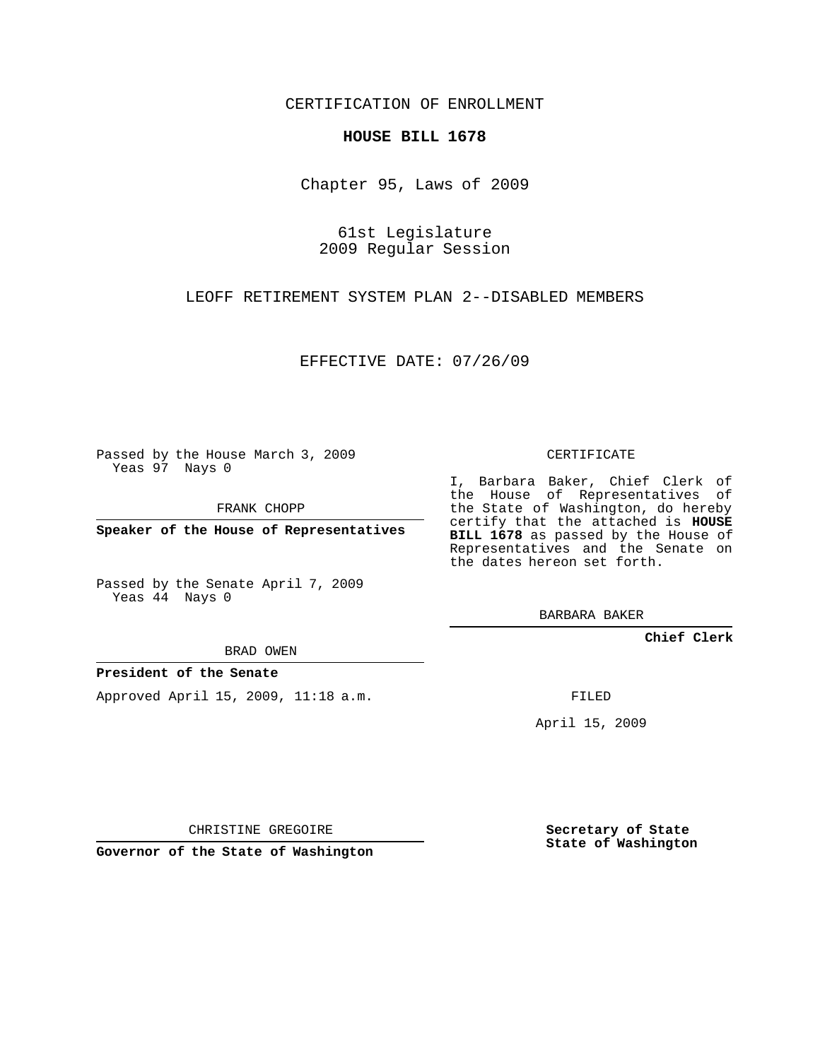CERTIFICATION OF ENROLLMENT

**HOUSE BILL 1678**

Chapter 95, Laws of 2009

61st Legislature
2009 Regular Session

LEOFF RETIREMENT SYSTEM PLAN 2--DISABLED MEMBERS

EFFECTIVE DATE: 07/26/09

Passed by the House March 3, 2009
Yeas 97 Nays 0

FRANK CHOPP

**Speaker of the House of Representatives**

Passed by the Senate April 7, 2009
Yeas 44 Nays 0

BRAD OWEN

**President of the Senate**

Approved April 15, 2009, 11:18 a.m.

CHRISTINE GREGOIRE

**Governor of the State of Washington**

CERTIFICATE

I, Barbara Baker, Chief Clerk of the House of Representatives of the State of Washington, do hereby certify that the attached is **HOUSE BILL 1678** as passed by the House of Representatives and the Senate on the dates hereon set forth.

BARBARA BAKER

**Chief Clerk**

FILED

April 15, 2009

**Secretary of State**
**State of Washington**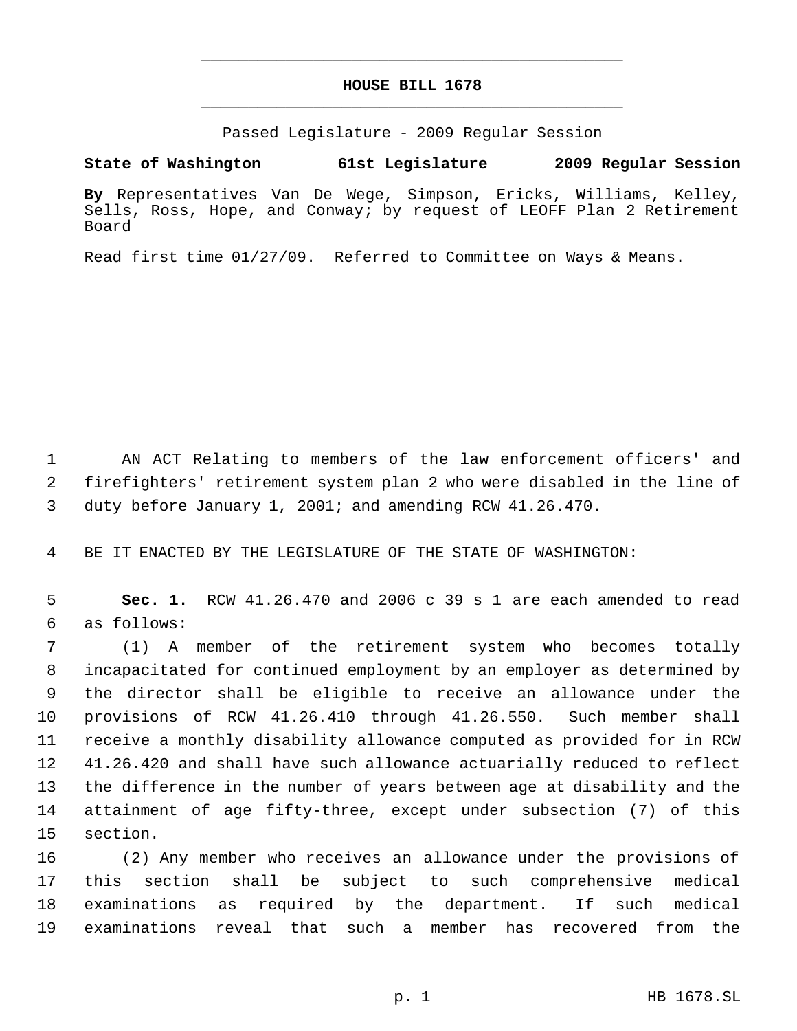# HOUSE BILL 1678

Passed Legislature - 2009 Regular Session

**State of Washington 61st Legislature 2009 Regular Session**

**By** Representatives Van De Wege, Simpson, Ericks, Williams, Kelley, Sells, Ross, Hope, and Conway; by request of LEOFF Plan 2 Retirement Board

Read first time 01/27/09. Referred to Committee on Ways & Means.

AN ACT Relating to members of the law enforcement officers' and firefighters' retirement system plan 2 who were disabled in the line of duty before January 1, 2001; and amending RCW 41.26.470.

BE IT ENACTED BY THE LEGISLATURE OF THE STATE OF WASHINGTON:

**Sec. 1.** RCW 41.26.470 and 2006 c 39 s 1 are each amended to read as follows:

(1) A member of the retirement system who becomes totally incapacitated for continued employment by an employer as determined by the director shall be eligible to receive an allowance under the provisions of RCW 41.26.410 through 41.26.550. Such member shall receive a monthly disability allowance computed as provided for in RCW 41.26.420 and shall have such allowance actuarially reduced to reflect the difference in the number of years between age at disability and the attainment of age fifty-three, except under subsection (7) of this section.

(2) Any member who receives an allowance under the provisions of this section shall be subject to such comprehensive medical examinations as required by the department. If such medical examinations reveal that such a member has recovered from the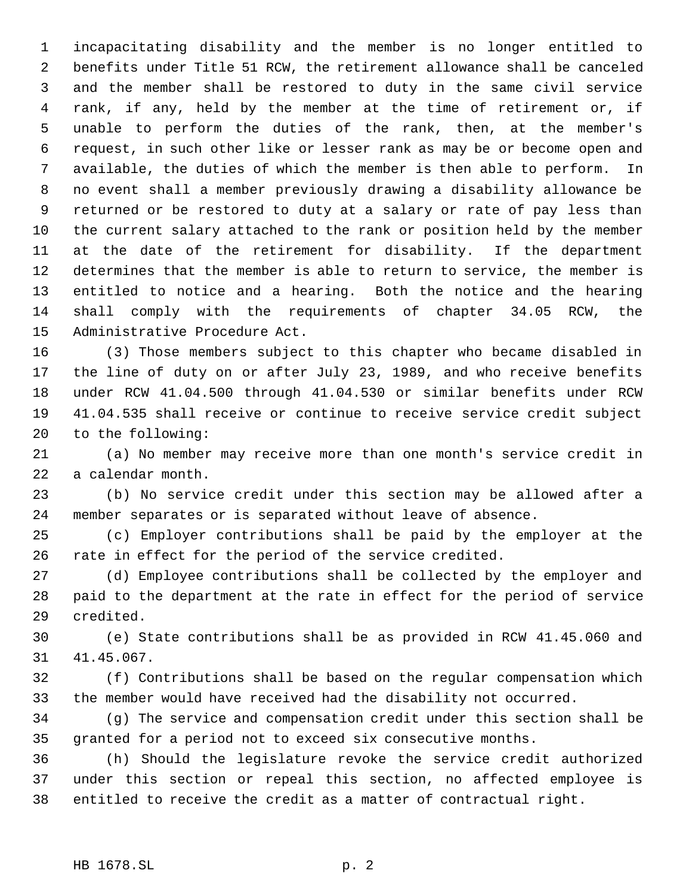incapacitating disability and the member is no longer entitled to benefits under Title 51 RCW, the retirement allowance shall be canceled and the member shall be restored to duty in the same civil service rank, if any, held by the member at the time of retirement or, if unable to perform the duties of the rank, then, at the member's request, in such other like or lesser rank as may be or become open and available, the duties of which the member is then able to perform. In no event shall a member previously drawing a disability allowance be returned or be restored to duty at a salary or rate of pay less than the current salary attached to the rank or position held by the member at the date of the retirement for disability. If the department determines that the member is able to return to service, the member is entitled to notice and a hearing. Both the notice and the hearing shall comply with the requirements of chapter 34.05 RCW, the Administrative Procedure Act.

(3) Those members subject to this chapter who became disabled in the line of duty on or after July 23, 1989, and who receive benefits under RCW 41.04.500 through 41.04.530 or similar benefits under RCW 41.04.535 shall receive or continue to receive service credit subject to the following:

(a) No member may receive more than one month's service credit in a calendar month.

(b) No service credit under this section may be allowed after a member separates or is separated without leave of absence.

(c) Employer contributions shall be paid by the employer at the rate in effect for the period of the service credited.

(d) Employee contributions shall be collected by the employer and paid to the department at the rate in effect for the period of service credited.

(e) State contributions shall be as provided in RCW 41.45.060 and 41.45.067.

(f) Contributions shall be based on the regular compensation which the member would have received had the disability not occurred.

(g) The service and compensation credit under this section shall be granted for a period not to exceed six consecutive months.

(h) Should the legislature revoke the service credit authorized under this section or repeal this section, no affected employee is entitled to receive the credit as a matter of contractual right.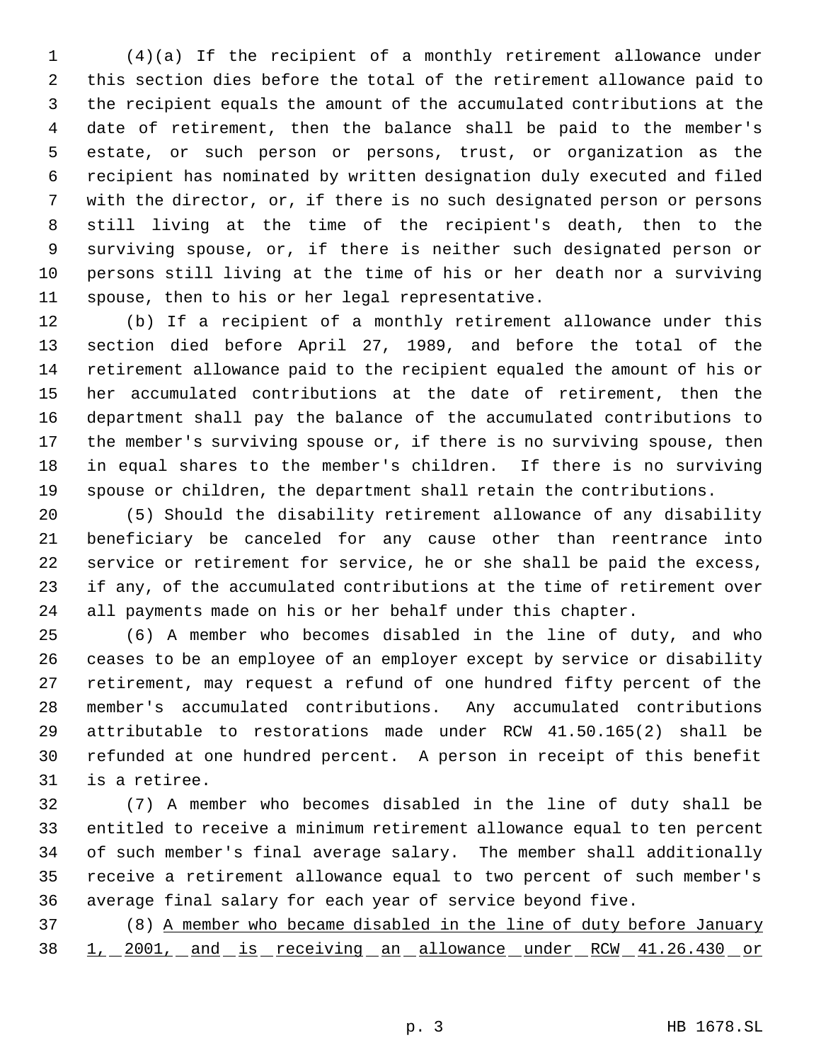(4)(a) If the recipient of a monthly retirement allowance under this section dies before the total of the retirement allowance paid to the recipient equals the amount of the accumulated contributions at the date of retirement, then the balance shall be paid to the member's estate, or such person or persons, trust, or organization as the recipient has nominated by written designation duly executed and filed with the director, or, if there is no such designated person or persons still living at the time of the recipient's death, then to the surviving spouse, or, if there is neither such designated person or persons still living at the time of his or her death nor a surviving spouse, then to his or her legal representative.

(b) If a recipient of a monthly retirement allowance under this section died before April 27, 1989, and before the total of the retirement allowance paid to the recipient equaled the amount of his or her accumulated contributions at the date of retirement, then the department shall pay the balance of the accumulated contributions to the member's surviving spouse or, if there is no surviving spouse, then in equal shares to the member's children. If there is no surviving spouse or children, the department shall retain the contributions.

(5) Should the disability retirement allowance of any disability beneficiary be canceled for any cause other than reentrance into service or retirement for service, he or she shall be paid the excess, if any, of the accumulated contributions at the time of retirement over all payments made on his or her behalf under this chapter.

(6) A member who becomes disabled in the line of duty, and who ceases to be an employee of an employer except by service or disability retirement, may request a refund of one hundred fifty percent of the member's accumulated contributions. Any accumulated contributions attributable to restorations made under RCW 41.50.165(2) shall be refunded at one hundred percent. A person in receipt of this benefit is a retiree.

(7) A member who becomes disabled in the line of duty shall be entitled to receive a minimum retirement allowance equal to ten percent of such member's final average salary. The member shall additionally receive a retirement allowance equal to two percent of such member's average final salary for each year of service beyond five.

(8) <u>A member who became disabled in the line of duty before January 1, 2001, and is receiving an allowance under RCW 41.26.430 or</u>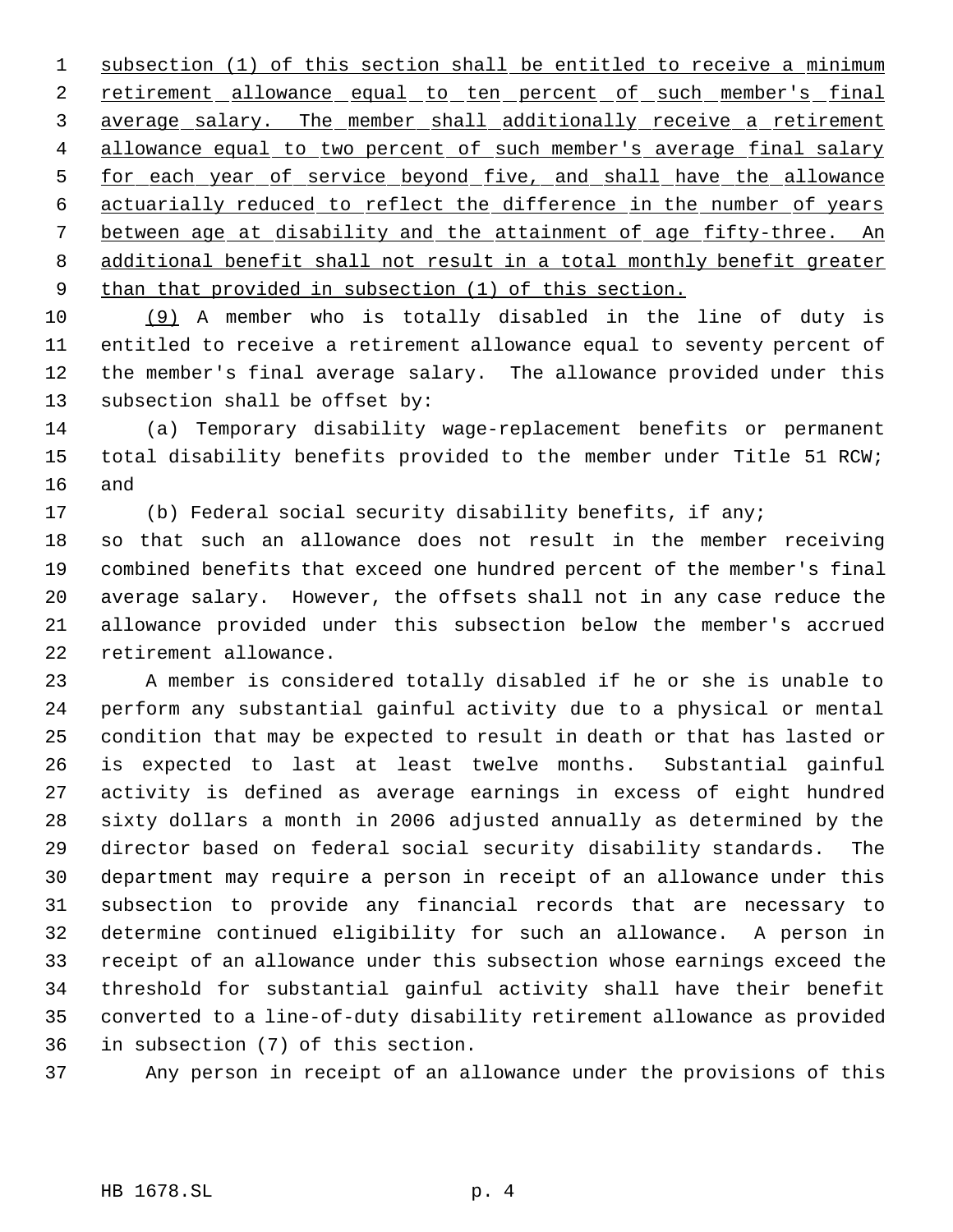subsection (1) of this section shall be entitled to receive a minimum retirement allowance equal to ten percent of such member's final average salary. The member shall additionally receive a retirement allowance equal to two percent of such member's average final salary for each year of service beyond five, and shall have the allowance actuarially reduced to reflect the difference in the number of years between age at disability and the attainment of age fifty-three. An additional benefit shall not result in a total monthly benefit greater than that provided in subsection (1) of this section.

(9) A member who is totally disabled in the line of duty is entitled to receive a retirement allowance equal to seventy percent of the member's final average salary. The allowance provided under this subsection shall be offset by:

(a) Temporary disability wage-replacement benefits or permanent total disability benefits provided to the member under Title 51 RCW; and

(b) Federal social security disability benefits, if any;

so that such an allowance does not result in the member receiving combined benefits that exceed one hundred percent of the member's final average salary. However, the offsets shall not in any case reduce the allowance provided under this subsection below the member's accrued retirement allowance.

A member is considered totally disabled if he or she is unable to perform any substantial gainful activity due to a physical or mental condition that may be expected to result in death or that has lasted or is expected to last at least twelve months. Substantial gainful activity is defined as average earnings in excess of eight hundred sixty dollars a month in 2006 adjusted annually as determined by the director based on federal social security disability standards. The department may require a person in receipt of an allowance under this subsection to provide any financial records that are necessary to determine continued eligibility for such an allowance. A person in receipt of an allowance under this subsection whose earnings exceed the threshold for substantial gainful activity shall have their benefit converted to a line-of-duty disability retirement allowance as provided in subsection (7) of this section.

Any person in receipt of an allowance under the provisions of this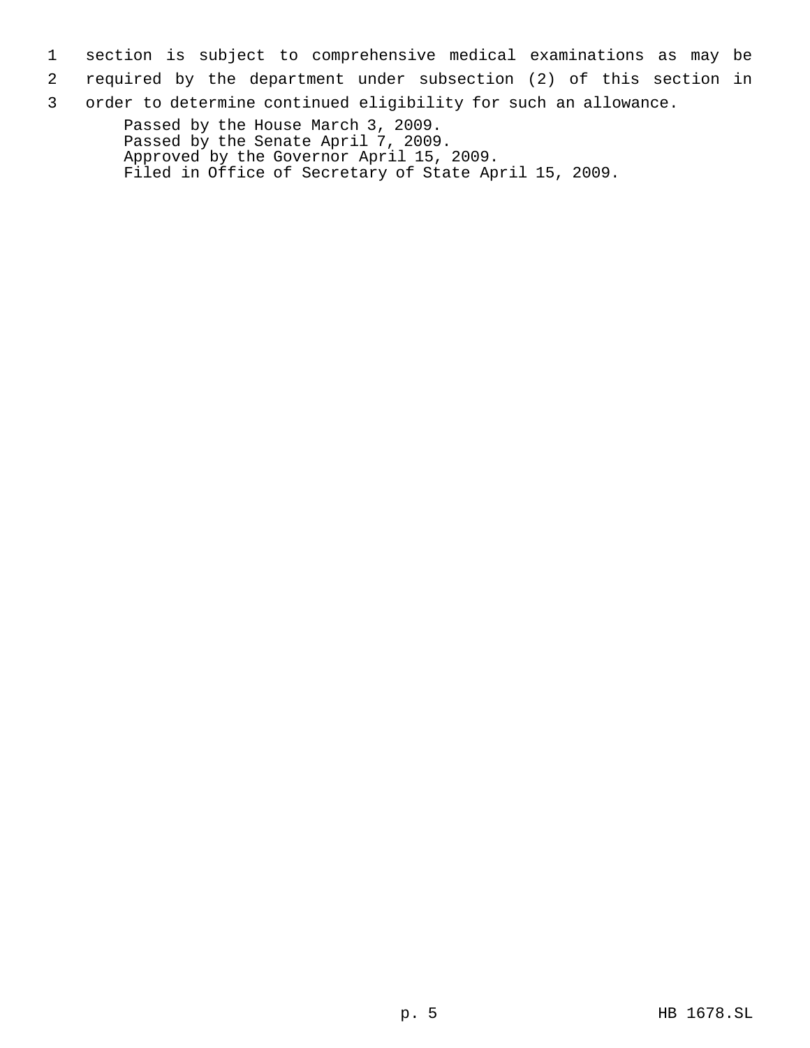section is subject to comprehensive medical examinations as may be required by the department under subsection (2) of this section in order to determine continued eligibility for such an allowance.

Passed by the House March 3, 2009.
Passed by the Senate April 7, 2009.
Approved by the Governor April 15, 2009.
Filed in Office of Secretary of State April 15, 2009.